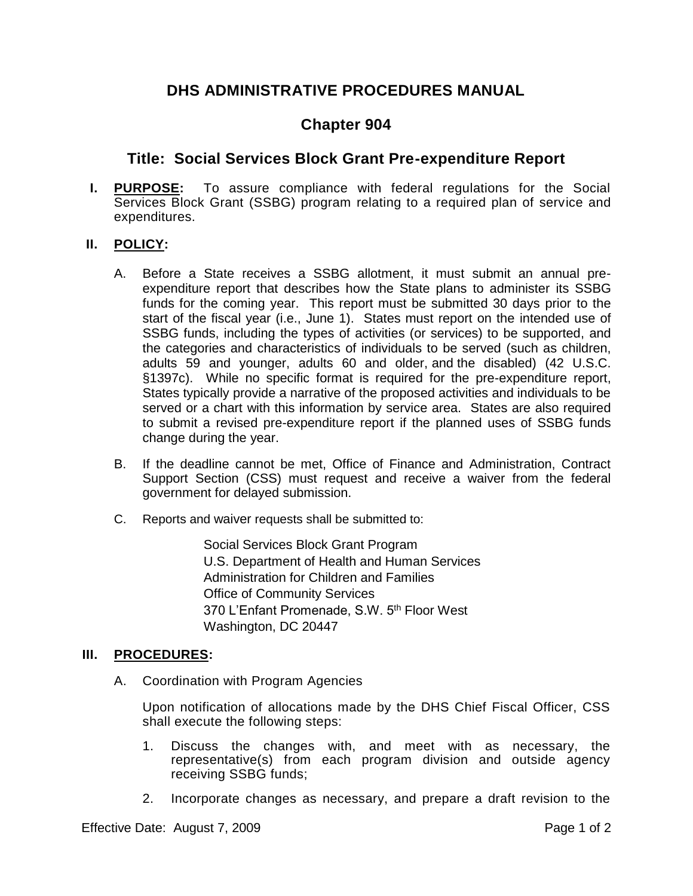# DHS ADMINISTRATIVE PROCEDURES MANUAL

## Chapter 904

## Title: Social Services Block Grant Pre-expenditure Report

**I. <u>PURPOSE</u>:** To assure compliance with federal regulations for the Social Services Block Grant (SSBG) program relating to a required plan of service and expenditures.

**II. <u>POLICY</u>:**

A. Before a State receives a SSBG allotment, it must submit an annual pre-expenditure report that describes how the State plans to administer its SSBG funds for the coming year. This report must be submitted 30 days prior to the start of the fiscal year (i.e., June 1). States must report on the intended use of SSBG funds, including the types of activities (or services) to be supported, and the categories and characteristics of individuals to be served (such as children, adults 59 and younger, adults 60 and older, and the disabled) (42 U.S.C. §1397c). While no specific format is required for the pre-expenditure report, States typically provide a narrative of the proposed activities and individuals to be served or a chart with this information by service area. States are also required to submit a revised pre-expenditure report if the planned uses of SSBG funds change during the year.

B. If the deadline cannot be met, Office of Finance and Administration, Contract Support Section (CSS) must request and receive a waiver from the federal government for delayed submission.

C. Reports and waiver requests shall be submitted to:

> Social Services Block Grant Program
> U.S. Department of Health and Human Services
> Administration for Children and Families
> Office of Community Services
> 370 L'Enfant Promenade, S.W. 5th Floor West
> Washington, DC 20447

**III. <u>PROCEDURES</u>:**

A. Coordination with Program Agencies

Upon notification of allocations made by the DHS Chief Fiscal Officer, CSS shall execute the following steps:

1. Discuss the changes with, and meet with as necessary, the representative(s) from each program division and outside agency receiving SSBG funds;
2. Incorporate changes as necessary, and prepare a draft revision to the

Effective Date: August 7, 2009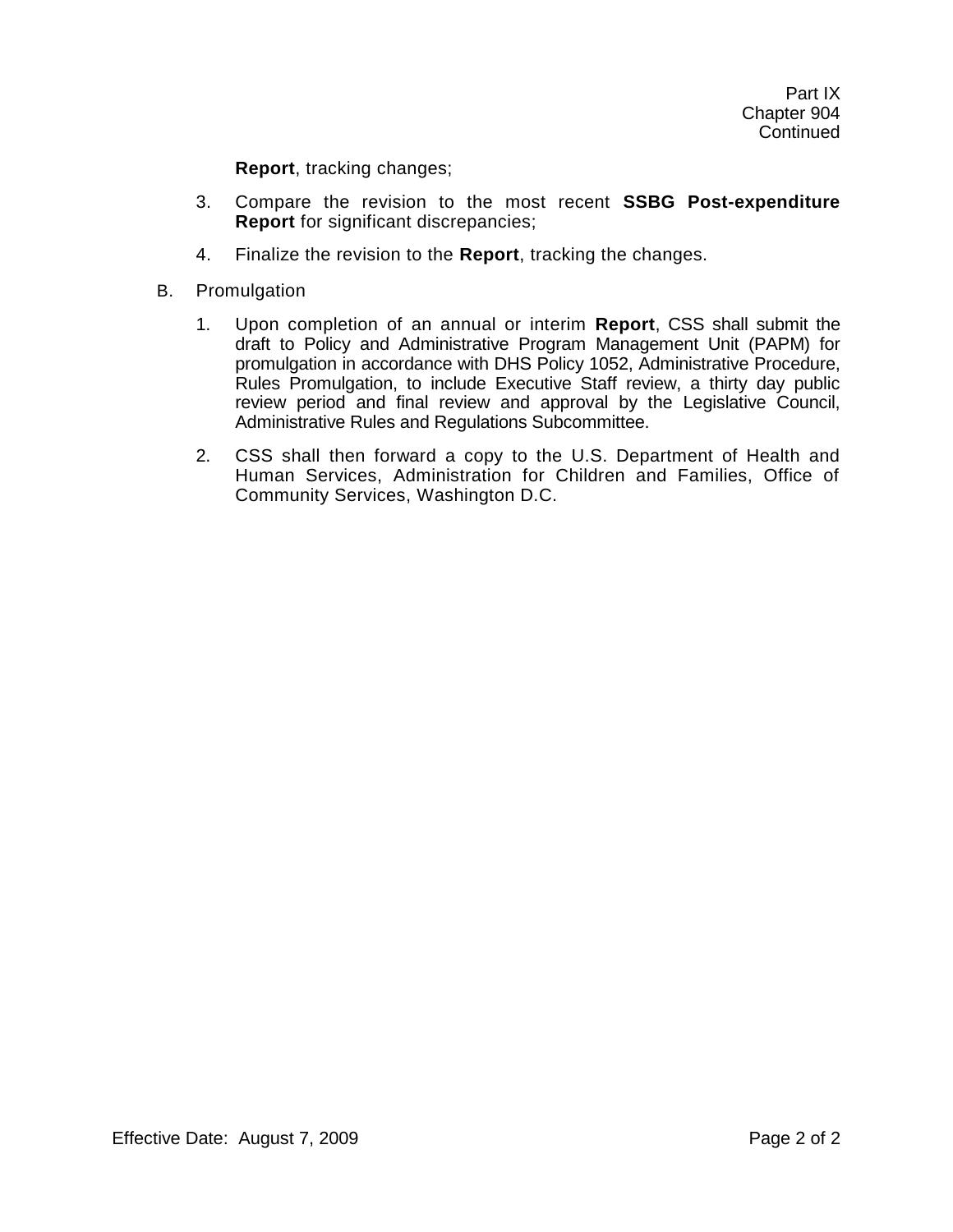**Report**, tracking changes;

3. Compare the revision to the most recent **SSBG Post-expenditure Report** for significant discrepancies;
4. Finalize the revision to the **Report**, tracking the changes.

B. Promulgation

1. Upon completion of an annual or interim **Report**, CSS shall submit the draft to Policy and Administrative Program Management Unit (PAPM) for promulgation in accordance with DHS Policy 1052, Administrative Procedure, Rules Promulgation, to include Executive Staff review, a thirty day public review period and final review and approval by the Legislative Council, Administrative Rules and Regulations Subcommittee.
2. CSS shall then forward a copy to the U.S. Department of Health and Human Services, Administration for Children and Families, Office of Community Services, Washington D.C.

Effective Date: August 7, 2009